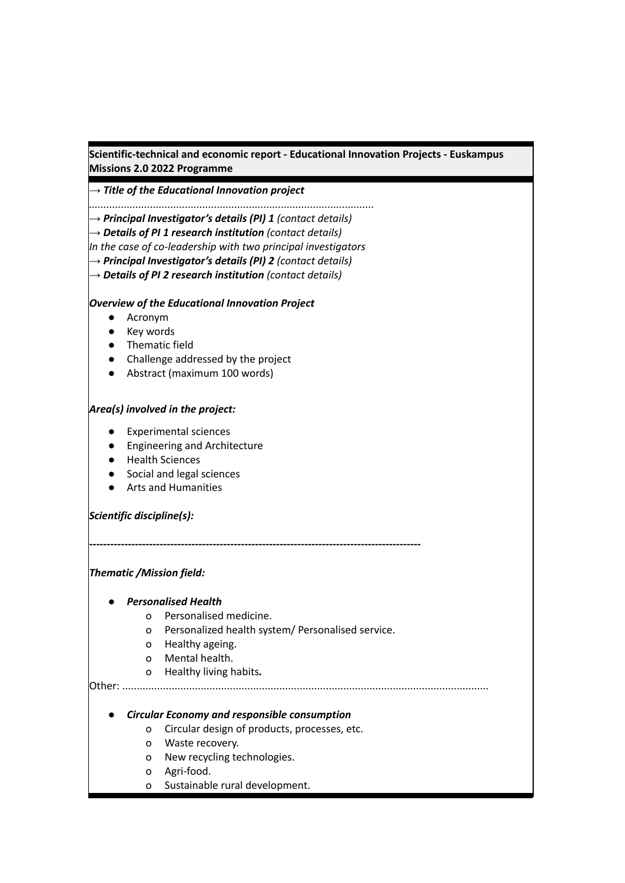**Scientific-technical and economic report - Educational Innovation Projects - Euskampus Missions 2.0 2022 Programme**

→ ***Title of the Educational Innovation project***

*................................................................................................*

→ ***Principal Investigator's details (PI) 1*** *(contact details)*

→ ***Details of PI 1 research institution*** *(contact details)*

*In the case of co-leadership with two principal investigators*

→ ***Principal Investigator's details (PI) 2*** *(contact details)*

→ ***Details of PI 2 research institution*** *(contact details)*

***Overview of the Educational Innovation Project***

- Acronym
- Key words
- Thematic field
- Challenge addressed by the project
- Abstract (maximum 100 words)

***Area(s) involved in the project:***

- Experimental sciences
- Engineering and Architecture
- Health Sciences
- Social and legal sciences
- Arts and Humanities

***Scientific discipline(s):***

***-------------------------------------------------------------------------------------------***

***Thematic /Mission field:***

- ***Personalised Health***
    - o Personalised medicine.
    - o Personalized health system/ Personalised service.
    - o Healthy ageing.
    - o Mental health.
    - o Healthy living habits***.***

Other: ............................................................................................................................

- ***Circular Economy and responsible consumption***
    - o Circular design of products, processes, etc.
    - o Waste recovery.
    - o New recycling technologies.
    - o Agri-food.
    - o Sustainable rural development.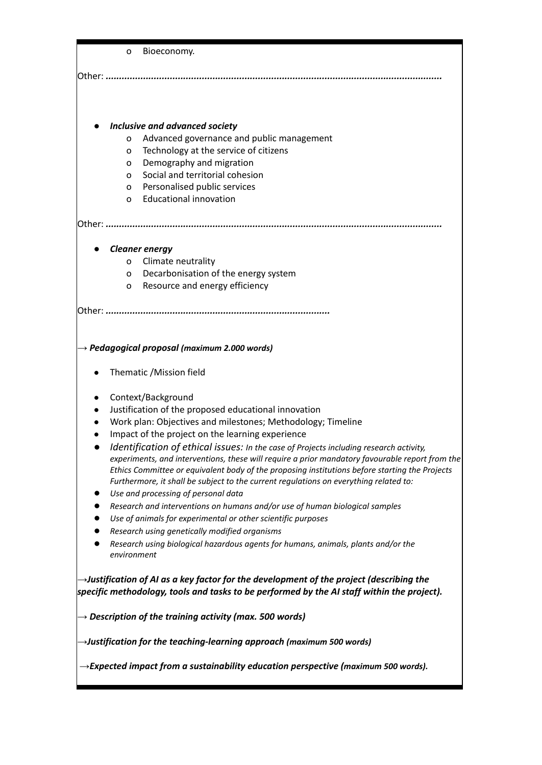- Bioeconomy.

Other: ............................................................................................................................

- ***Inclusive and advanced society***
  - Advanced governance and public management
  - Technology at the service of citizens
  - Demography and migration
  - Social and territorial cohesion
  - Personalised public services
  - Educational innovation

Other: ............................................................................................................................

- ***Cleaner energy***
  - Climate neutrality
  - Decarbonisation of the energy system
  - Resource and energy efficiency

Other: ...................................................................................

***→ Pedagogical proposal** (maximum 2.000 words)*

- Thematic /Mission field

- Context/Background
- Justification of the proposed educational innovation
- Work plan: Objectives and milestones; Methodology; Timeline
- Impact of the project on the learning experience
- *Identification of ethical issues: In the case of Projects including research activity, experiments, and interventions, these will require a prior mandatory favourable report from the Ethics Committee or equivalent body of the proposing institutions before starting the Projects Furthermore, it shall be subject to the current regulations on everything related to:*
- *Use and processing of personal data*
- *Research and interventions on humans and/or use of human biological samples*
- *Use of animals for experimental or other scientific purposes*
- *Research using genetically modified organisms*
- *Research using biological hazardous agents for humans, animals, plants and/or the environment*

***→Justification of AI as a key factor for the development of the project (describing the specific methodology, tools and tasks to be performed by the AI staff within the project).***

***→ Description of the training activity (max. 500 words)***

***→Justification for the teaching-learning approach** (maximum 500 words)*

***→Expected impact from a sustainability education perspective** (maximum 500 words).*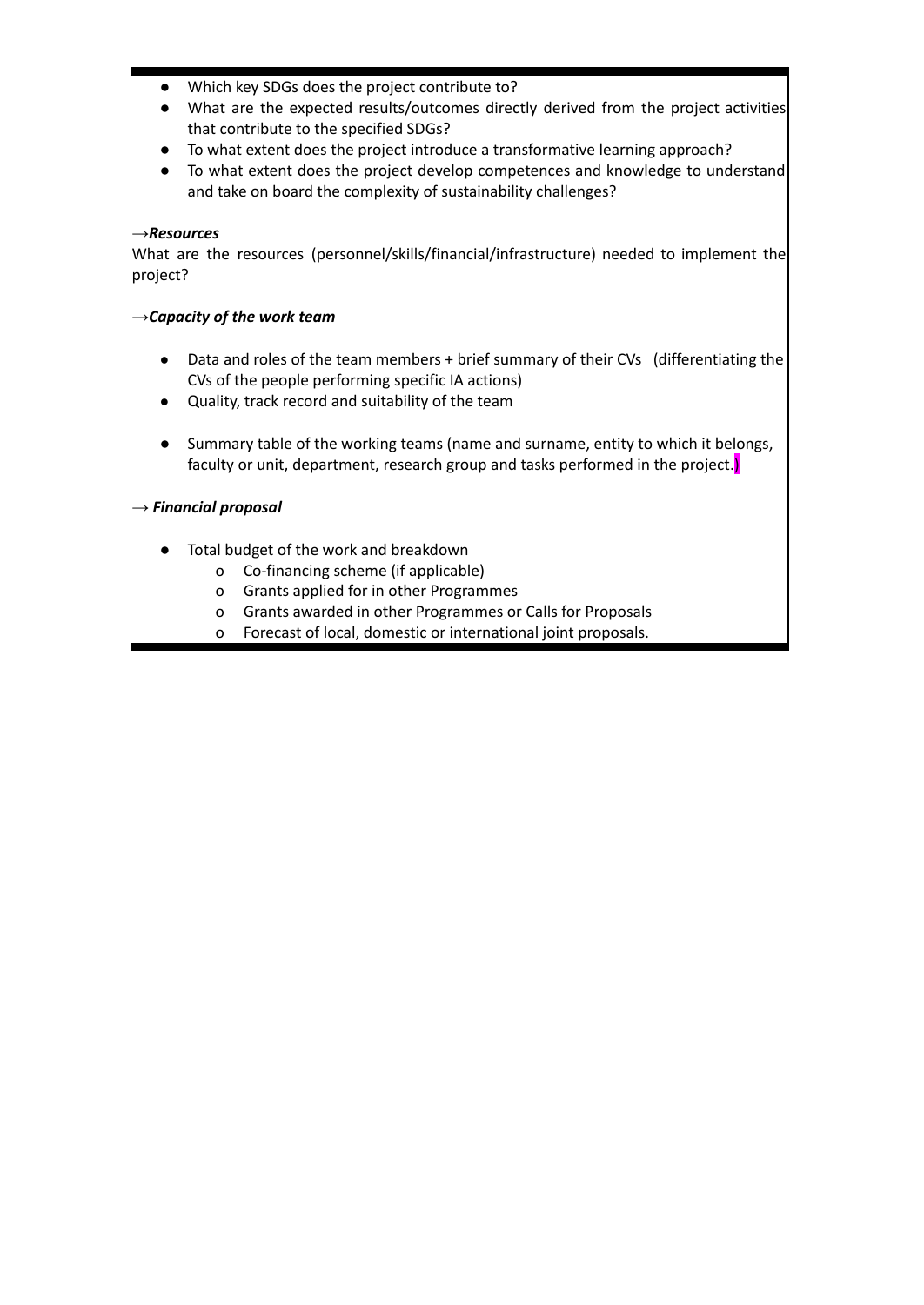- Which key SDGs does the project contribute to?
- What are the expected results/outcomes directly derived from the project activities that contribute to the specified SDGs?
- To what extent does the project introduce a transformative learning approach?
- To what extent does the project develop competences and knowledge to understand and take on board the complexity of sustainability challenges?

→***Resources***

What are the resources (personnel/skills/financial/infrastructure) needed to implement the project?

→***Capacity of the work team***

- Data and roles of the team members + brief summary of their CVs (differentiating the CVs of the people performing specific IA actions)
- Quality, track record and suitability of the team
- Summary table of the working teams (name and surname, entity to which it belongs, faculty or unit, department, research group and tasks performed in the project.)

→ ***Financial proposal***

- Total budget of the work and breakdown
  - o Co-financing scheme (if applicable)
  - o Grants applied for in other Programmes
  - o Grants awarded in other Programmes or Calls for Proposals
  - o Forecast of local, domestic or international joint proposals.